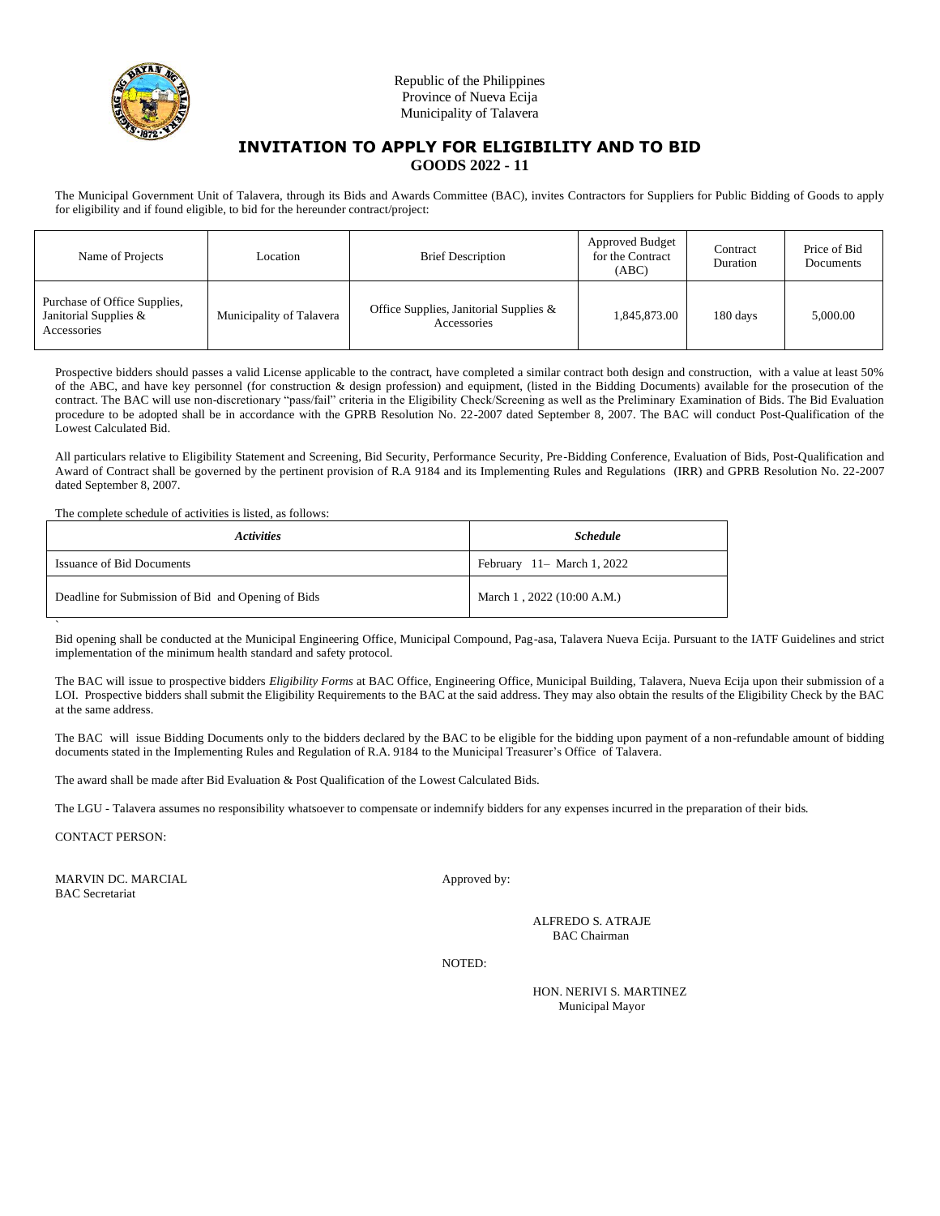Republic of the Philippines
Province of Nueva Ecija
Municipality of Talavera

# INVITATION TO APPLY FOR ELIGIBILITY AND TO BID

## GOODS 2022 - 11

The Municipal Government Unit of Talavera, through its Bids and Awards Committee (BAC), invites Contractors for Suppliers for Public Bidding of Goods to apply for eligibility and if found eligible, to bid for the hereunder contract/project:

| Name of Projects | Location | Brief Description | Approved Budget for the Contract (ABC) | Contract Duration | Price of Bid Documents |
|---|---|---|---|---|---|
| Purchase of Office Supplies, Janitorial Supplies & Accessories | Municipality of Talavera | Office Supplies, Janitorial Supplies & Accessories | 1,845,873.00 | 180 days | 5,000.00 |

Prospective bidders should passes a valid License applicable to the contract, have completed a similar contract both design and construction, with a value at least 50% of the ABC, and have key personnel (for construction & design profession) and equipment, (listed in the Bidding Documents) available for the prosecution of the contract. The BAC will use non-discretionary "pass/fail" criteria in the Eligibility Check/Screening as well as the Preliminary Examination of Bids. The Bid Evaluation procedure to be adopted shall be in accordance with the GPRB Resolution No. 22-2007 dated September 8, 2007. The BAC will conduct Post-Qualification of the Lowest Calculated Bid.

All particulars relative to Eligibility Statement and Screening, Bid Security, Performance Security, Pre-Bidding Conference, Evaluation of Bids, Post-Qualification and Award of Contract shall be governed by the pertinent provision of R.A 9184 and its Implementing Rules and Regulations (IRR) and GPRB Resolution No. 22-2007 dated September 8, 2007.

The complete schedule of activities is listed, as follows:

| *Activities* | *Schedule* |
|---|---|
| Issuance of Bid Documents | February 11– March 1, 2022 |
| Deadline for Submission of Bid and Opening of Bids | March 1 , 2022 (10:00 A.M.) |

Bid opening shall be conducted at the Municipal Engineering Office, Municipal Compound, Pag-asa, Talavera Nueva Ecija. Pursuant to the IATF Guidelines and strict implementation of the minimum health standard and safety protocol.

The BAC will issue to prospective bidders *Eligibility Forms* at BAC Office, Engineering Office, Municipal Building, Talavera, Nueva Ecija upon their submission of a LOI. Prospective bidders shall submit the Eligibility Requirements to the BAC at the said address. They may also obtain the results of the Eligibility Check by the BAC at the same address.

The BAC will issue Bidding Documents only to the bidders declared by the BAC to be eligible for the bidding upon payment of a non-refundable amount of bidding documents stated in the Implementing Rules and Regulation of R.A. 9184 to the Municipal Treasurer's Office of Talavera.

The award shall be made after Bid Evaluation & Post Qualification of the Lowest Calculated Bids.

The LGU - Talavera assumes no responsibility whatsoever to compensate or indemnify bidders for any expenses incurred in the preparation of their bids.

CONTACT PERSON:

MARVIN DC. MARCIAL
BAC Secretariat

Approved by:

ALFREDO S. ATRAJE
BAC Chairman

NOTED:

HON. NERIVI S. MARTINEZ
Municipal Mayor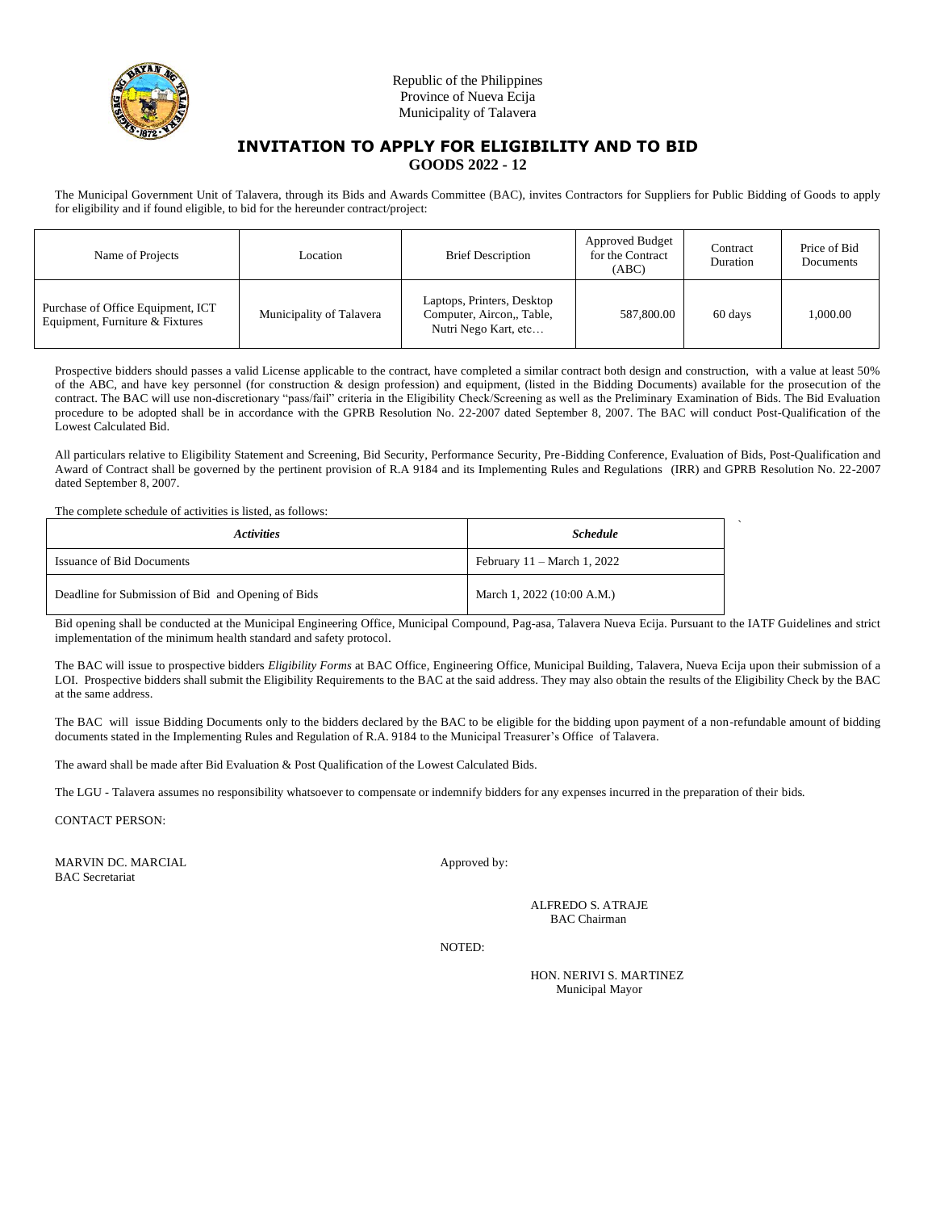Republic of the Philippines
Province of Nueva Ecija
Municipality of Talavera

# INVITATION TO APPLY FOR ELIGIBILITY AND TO BID

## GOODS 2022 - 12

The Municipal Government Unit of Talavera, through its Bids and Awards Committee (BAC), invites Contractors for Suppliers for Public Bidding of Goods to apply for eligibility and if found eligible, to bid for the hereunder contract/project:

| Name of Projects | Location | Brief Description | Approved Budget for the Contract (ABC) | Contract Duration | Price of Bid Documents |
|---|---|---|---|---|---|
| Purchase of Office Equipment, ICT Equipment, Furniture & Fixtures | Municipality of Talavera | Laptops, Printers, Desktop Computer, Aircon,, Table, Nutri Nego Kart, etc… | 587,800.00 | 60 days | 1,000.00 |

Prospective bidders should passes a valid License applicable to the contract, have completed a similar contract both design and construction, with a value at least 50% of the ABC, and have key personnel (for construction & design profession) and equipment, (listed in the Bidding Documents) available for the prosecution of the contract. The BAC will use non-discretionary "pass/fail" criteria in the Eligibility Check/Screening as well as the Preliminary Examination of Bids. The Bid Evaluation procedure to be adopted shall be in accordance with the GPRB Resolution No. 22-2007 dated September 8, 2007. The BAC will conduct Post-Qualification of the Lowest Calculated Bid.

All particulars relative to Eligibility Statement and Screening, Bid Security, Performance Security, Pre-Bidding Conference, Evaluation of Bids, Post-Qualification and Award of Contract shall be governed by the pertinent provision of R.A 9184 and its Implementing Rules and Regulations (IRR) and GPRB Resolution No. 22-2007 dated September 8, 2007.

The complete schedule of activities is listed, as follows:

| *Activities* | *Schedule* |
|---|---|
| Issuance of Bid Documents | February 11 – March 1, 2022 |
| Deadline for Submission of Bid and Opening of Bids | March 1, 2022 (10:00 A.M.) |

Bid opening shall be conducted at the Municipal Engineering Office, Municipal Compound, Pag-asa, Talavera Nueva Ecija. Pursuant to the IATF Guidelines and strict implementation of the minimum health standard and safety protocol.

The BAC will issue to prospective bidders *Eligibility Forms* at BAC Office, Engineering Office, Municipal Building, Talavera, Nueva Ecija upon their submission of a LOI. Prospective bidders shall submit the Eligibility Requirements to the BAC at the said address. They may also obtain the results of the Eligibility Check by the BAC at the same address.

The BAC will issue Bidding Documents only to the bidders declared by the BAC to be eligible for the bidding upon payment of a non-refundable amount of bidding documents stated in the Implementing Rules and Regulation of R.A. 9184 to the Municipal Treasurer's Office of Talavera.

The award shall be made after Bid Evaluation & Post Qualification of the Lowest Calculated Bids.

The LGU - Talavera assumes no responsibility whatsoever to compensate or indemnify bidders for any expenses incurred in the preparation of their bids.

CONTACT PERSON:

MARVIN DC. MARCIAL
BAC Secretariat

Approved by:

ALFREDO S. ATRAJE
BAC Chairman

NOTED:

HON. NERIVI S. MARTINEZ
Municipal Mayor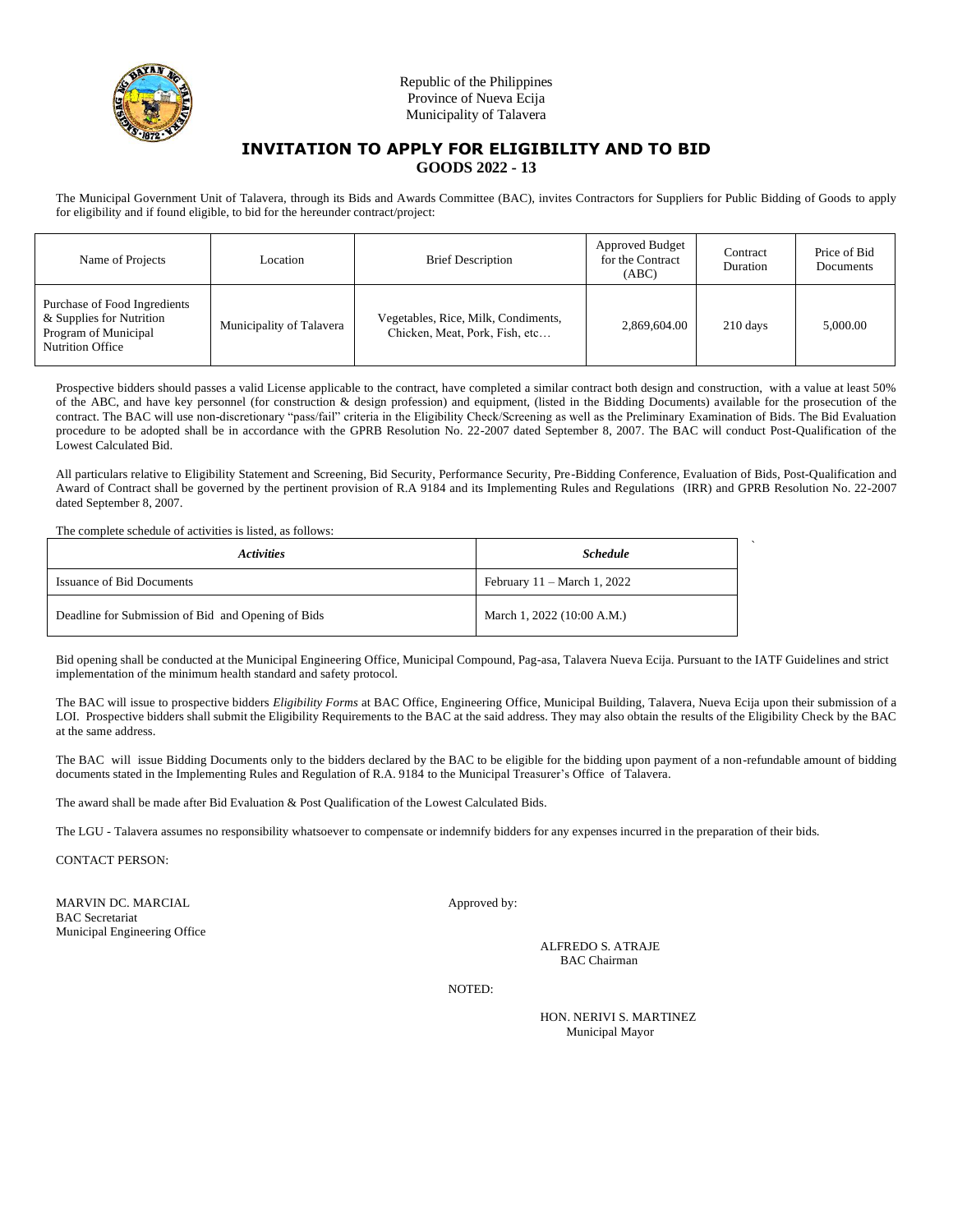Republic of the Philippines
Province of Nueva Ecija
Municipality of Talavera

# INVITATION TO APPLY FOR ELIGIBILITY AND TO BID

## GOODS 2022 - 13

The Municipal Government Unit of Talavera, through its Bids and Awards Committee (BAC), invites Contractors for Suppliers for Public Bidding of Goods to apply for eligibility and if found eligible, to bid for the hereunder contract/project:

| Name of Projects | Location | Brief Description | Approved Budget for the Contract (ABC) | Contract Duration | Price of Bid Documents |
|---|---|---|---|---|---|
| Purchase of Food Ingredients & Supplies for Nutrition Program of Municipal Nutrition Office | Municipality of Talavera | Vegetables, Rice, Milk, Condiments, Chicken, Meat, Pork, Fish, etc… | 2,869,604.00 | 210 days | 5,000.00 |

Prospective bidders should passes a valid License applicable to the contract, have completed a similar contract both design and construction, with a value at least 50% of the ABC, and have key personnel (for construction & design profession) and equipment, (listed in the Bidding Documents) available for the prosecution of the contract. The BAC will use non-discretionary "pass/fail" criteria in the Eligibility Check/Screening as well as the Preliminary Examination of Bids. The Bid Evaluation procedure to be adopted shall be in accordance with the GPRB Resolution No. 22-2007 dated September 8, 2007. The BAC will conduct Post-Qualification of the Lowest Calculated Bid.

All particulars relative to Eligibility Statement and Screening, Bid Security, Performance Security, Pre-Bidding Conference, Evaluation of Bids, Post-Qualification and Award of Contract shall be governed by the pertinent provision of R.A 9184 and its Implementing Rules and Regulations (IRR) and GPRB Resolution No. 22-2007 dated September 8, 2007.

The complete schedule of activities is listed, as follows:

| *Activities* | *Schedule* |
|---|---|
| Issuance of Bid Documents | February 11 – March 1, 2022 |
| Deadline for Submission of Bid and Opening of Bids | March 1, 2022 (10:00 A.M.) |

Bid opening shall be conducted at the Municipal Engineering Office, Municipal Compound, Pag-asa, Talavera Nueva Ecija. Pursuant to the IATF Guidelines and strict implementation of the minimum health standard and safety protocol.

The BAC will issue to prospective bidders *Eligibility Forms* at BAC Office, Engineering Office, Municipal Building, Talavera, Nueva Ecija upon their submission of a LOI. Prospective bidders shall submit the Eligibility Requirements to the BAC at the said address. They may also obtain the results of the Eligibility Check by the BAC at the same address.

The BAC will issue Bidding Documents only to the bidders declared by the BAC to be eligible for the bidding upon payment of a non-refundable amount of bidding documents stated in the Implementing Rules and Regulation of R.A. 9184 to the Municipal Treasurer's Office of Talavera.

The award shall be made after Bid Evaluation & Post Qualification of the Lowest Calculated Bids.

The LGU - Talavera assumes no responsibility whatsoever to compensate or indemnify bidders for any expenses incurred in the preparation of their bids.

CONTACT PERSON:

MARVIN DC. MARCIAL
BAC Secretariat
Municipal Engineering Office

Approved by:

ALFREDO S. ATRAJE
BAC Chairman

NOTED:

HON. NERIVI S. MARTINEZ
Municipal Mayor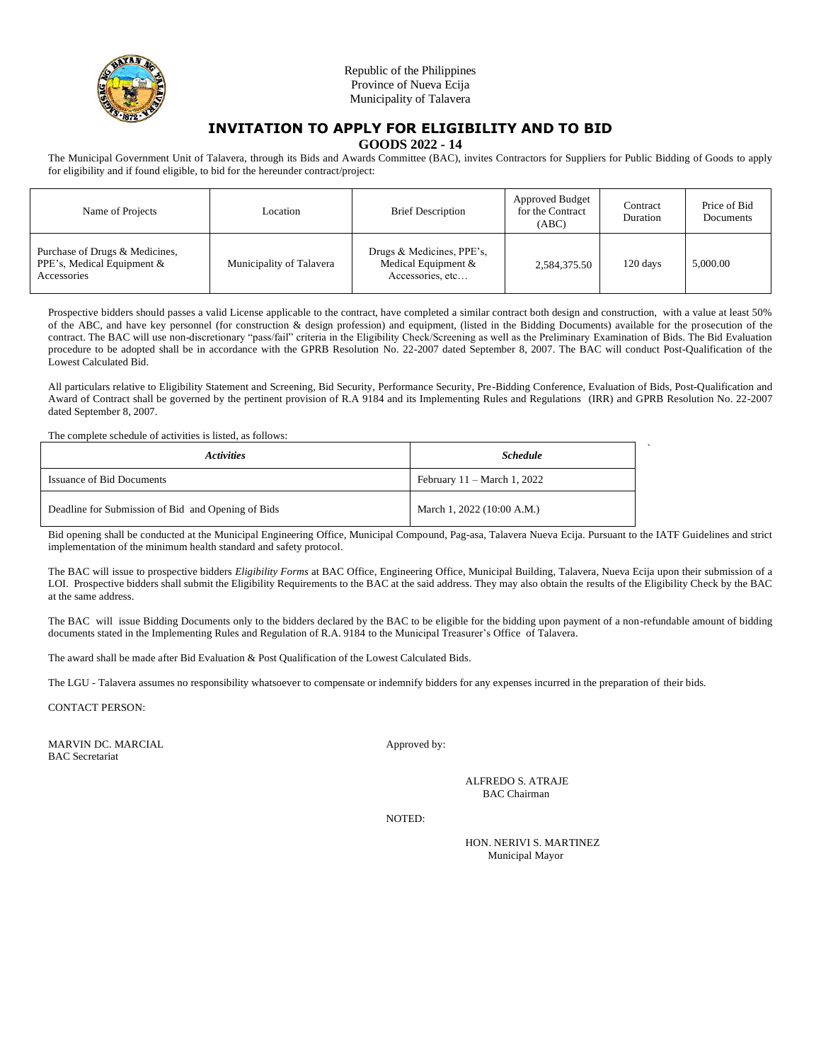Republic of the Philippines
Province of Nueva Ecija
Municipality of Talavera

# INVITATION TO APPLY FOR ELIGIBILITY AND TO BID

## GOODS 2022 - 14

The Municipal Government Unit of Talavera, through its Bids and Awards Committee (BAC), invites Contractors for Suppliers for Public Bidding of Goods to apply for eligibility and if found eligible, to bid for the hereunder contract/project:

| Name of Projects | Location | Brief Description | Approved Budget for the Contract (ABC) | Contract Duration | Price of Bid Documents |
|---|---|---|---|---|---|
| Purchase of Drugs & Medicines, PPE's, Medical Equipment & Accessories | Municipality of Talavera | Drugs & Medicines, PPE's, Medical Equipment & Accessories, etc… | 2,584,375.50 | 120 days | 5,000.00 |

Prospective bidders should passes a valid License applicable to the contract, have completed a similar contract both design and construction, with a value at least 50% of the ABC, and have key personnel (for construction & design profession) and equipment, (listed in the Bidding Documents) available for the prosecution of the contract. The BAC will use non-discretionary "pass/fail" criteria in the Eligibility Check/Screening as well as the Preliminary Examination of Bids. The Bid Evaluation procedure to be adopted shall be in accordance with the GPRB Resolution No. 22-2007 dated September 8, 2007. The BAC will conduct Post-Qualification of the Lowest Calculated Bid.

All particulars relative to Eligibility Statement and Screening, Bid Security, Performance Security, Pre-Bidding Conference, Evaluation of Bids, Post-Qualification and Award of Contract shall be governed by the pertinent provision of R.A 9184 and its Implementing Rules and Regulations (IRR) and GPRB Resolution No. 22-2007 dated September 8, 2007.

The complete schedule of activities is listed, as follows:

| *Activities* | *Schedule* |
|---|---|
| Issuance of Bid Documents | February 11 – March 1, 2022 |
| Deadline for Submission of Bid and Opening of Bids | March 1, 2022 (10:00 A.M.) |

Bid opening shall be conducted at the Municipal Engineering Office, Municipal Compound, Pag-asa, Talavera Nueva Ecija. Pursuant to the IATF Guidelines and strict implementation of the minimum health standard and safety protocol.

The BAC will issue to prospective bidders *Eligibility Forms* at BAC Office, Engineering Office, Municipal Building, Talavera, Nueva Ecija upon their submission of a LOI. Prospective bidders shall submit the Eligibility Requirements to the BAC at the said address. They may also obtain the results of the Eligibility Check by the BAC at the same address.

The BAC will issue Bidding Documents only to the bidders declared by the BAC to be eligible for the bidding upon payment of a non-refundable amount of bidding documents stated in the Implementing Rules and Regulation of R.A. 9184 to the Municipal Treasurer's Office of Talavera.

The award shall be made after Bid Evaluation & Post Qualification of the Lowest Calculated Bids.

The LGU - Talavera assumes no responsibility whatsoever to compensate or indemnify bidders for any expenses incurred in the preparation of their bids.

CONTACT PERSON:

MARVIN DC. MARCIAL
BAC Secretariat

Approved by:

ALFREDO S. ATRAJE
BAC Chairman

NOTED:

HON. NERIVI S. MARTINEZ
Municipal Mayor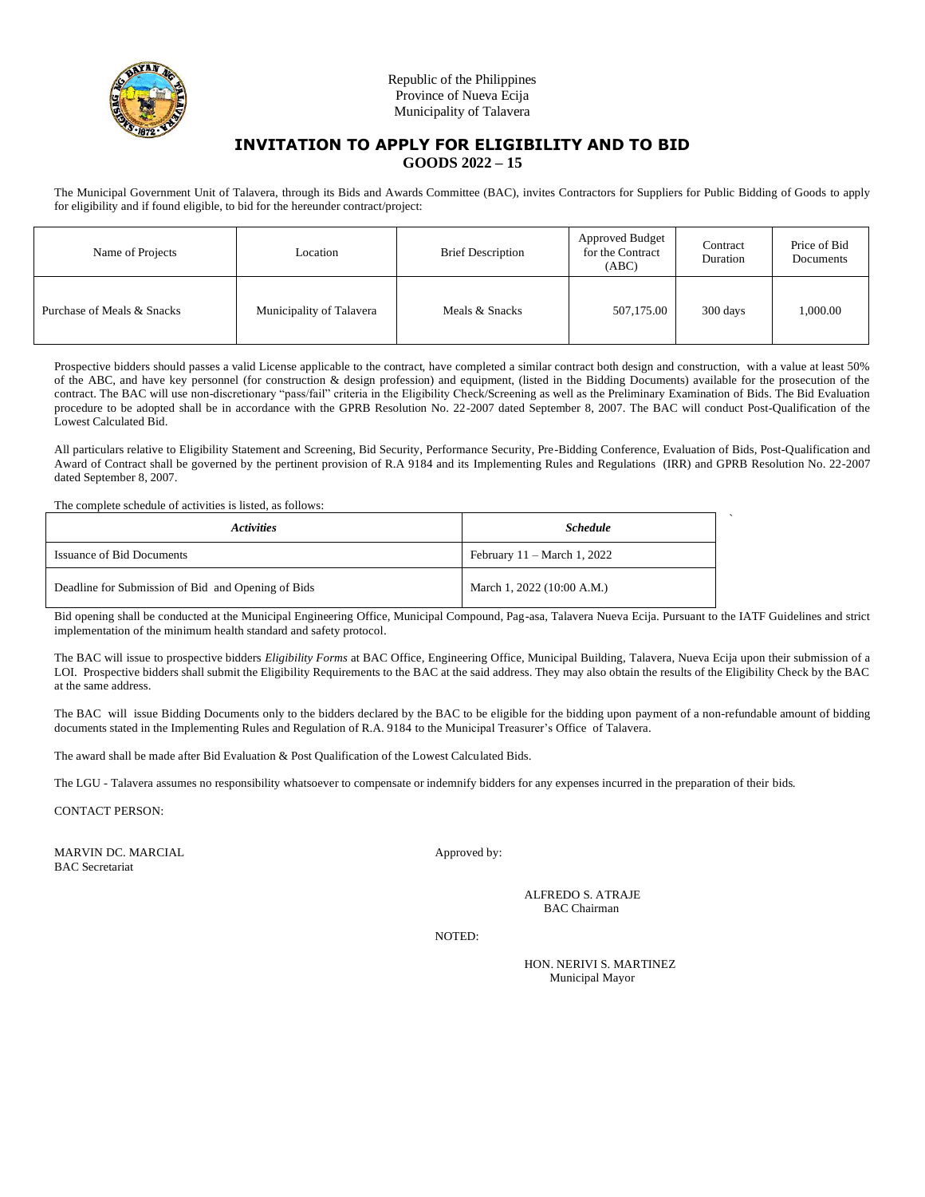Republic of the Philippines
Province of Nueva Ecija
Municipality of Talavera

# INVITATION TO APPLY FOR ELIGIBILITY AND TO BID

## GOODS 2022 – 15

The Municipal Government Unit of Talavera, through its Bids and Awards Committee (BAC), invites Contractors for Suppliers for Public Bidding of Goods to apply for eligibility and if found eligible, to bid for the hereunder contract/project:

| Name of Projects | Location | Brief Description | Approved Budget for the Contract (ABC) | Contract Duration | Price of Bid Documents |
|---|---|---|---|---|---|
| Purchase of Meals & Snacks | Municipality of Talavera | Meals & Snacks | 507,175.00 | 300 days | 1,000.00 |

Prospective bidders should passes a valid License applicable to the contract, have completed a similar contract both design and construction, with a value at least 50% of the ABC, and have key personnel (for construction & design profession) and equipment, (listed in the Bidding Documents) available for the prosecution of the contract. The BAC will use non-discretionary "pass/fail" criteria in the Eligibility Check/Screening as well as the Preliminary Examination of Bids. The Bid Evaluation procedure to be adopted shall be in accordance with the GPRB Resolution No. 22-2007 dated September 8, 2007. The BAC will conduct Post-Qualification of the Lowest Calculated Bid.

All particulars relative to Eligibility Statement and Screening, Bid Security, Performance Security, Pre-Bidding Conference, Evaluation of Bids, Post-Qualification and Award of Contract shall be governed by the pertinent provision of R.A 9184 and its Implementing Rules and Regulations (IRR) and GPRB Resolution No. 22-2007 dated September 8, 2007.

The complete schedule of activities is listed, as follows:

| *Activities* | *Schedule* |
|---|---|
| Issuance of Bid Documents | February 11 – March 1, 2022 |
| Deadline for Submission of Bid and Opening of Bids | March 1, 2022 (10:00 A.M.) |

Bid opening shall be conducted at the Municipal Engineering Office, Municipal Compound, Pag-asa, Talavera Nueva Ecija. Pursuant to the IATF Guidelines and strict implementation of the minimum health standard and safety protocol.

The BAC will issue to prospective bidders *Eligibility Forms* at BAC Office, Engineering Office, Municipal Building, Talavera, Nueva Ecija upon their submission of a LOI. Prospective bidders shall submit the Eligibility Requirements to the BAC at the said address. They may also obtain the results of the Eligibility Check by the BAC at the same address.

The BAC will issue Bidding Documents only to the bidders declared by the BAC to be eligible for the bidding upon payment of a non-refundable amount of bidding documents stated in the Implementing Rules and Regulation of R.A. 9184 to the Municipal Treasurer's Office of Talavera.

The award shall be made after Bid Evaluation & Post Qualification of the Lowest Calculated Bids.

The LGU - Talavera assumes no responsibility whatsoever to compensate or indemnify bidders for any expenses incurred in the preparation of their bids.

CONTACT PERSON:

MARVIN DC. MARCIAL
BAC Secretariat

Approved by:

ALFREDO S. ATRAJE
BAC Chairman

NOTED:

HON. NERIVI S. MARTINEZ
Municipal Mayor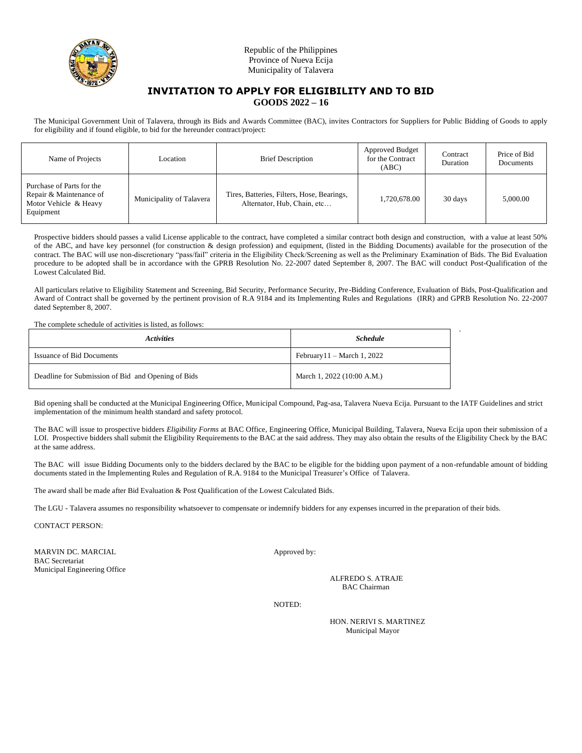Republic of the Philippines
Province of Nueva Ecija
Municipality of Talavera

# INVITATION TO APPLY FOR ELIGIBILITY AND TO BID

## GOODS 2022 – 16

The Municipal Government Unit of Talavera, through its Bids and Awards Committee (BAC), invites Contractors for Suppliers for Public Bidding of Goods to apply for eligibility and if found eligible, to bid for the hereunder contract/project:

| Name of Projects | Location | Brief Description | Approved Budget for the Contract (ABC) | Contract Duration | Price of Bid Documents |
|---|---|---|---|---|---|
| Purchase of Parts for the Repair & Maintenance of Motor Vehicle & Heavy Equipment | Municipality of Talavera | Tires, Batteries, Filters, Hose, Bearings, Alternator, Hub, Chain, etc… | 1,720,678.00 | 30 days | 5,000.00 |

Prospective bidders should passes a valid License applicable to the contract, have completed a similar contract both design and construction, with a value at least 50% of the ABC, and have key personnel (for construction & design profession) and equipment, (listed in the Bidding Documents) available for the prosecution of the contract. The BAC will use non-discretionary "pass/fail" criteria in the Eligibility Check/Screening as well as the Preliminary Examination of Bids. The Bid Evaluation procedure to be adopted shall be in accordance with the GPRB Resolution No. 22-2007 dated September 8, 2007. The BAC will conduct Post-Qualification of the Lowest Calculated Bid.

All particulars relative to Eligibility Statement and Screening, Bid Security, Performance Security, Pre-Bidding Conference, Evaluation of Bids, Post-Qualification and Award of Contract shall be governed by the pertinent provision of R.A 9184 and its Implementing Rules and Regulations (IRR) and GPRB Resolution No. 22-2007 dated September 8, 2007.

The complete schedule of activities is listed, as follows:

| *Activities* | *Schedule* |
|---|---|
| Issuance of Bid Documents | February11 – March 1, 2022 |
| Deadline for Submission of Bid and Opening of Bids | March 1, 2022 (10:00 A.M.) |

Bid opening shall be conducted at the Municipal Engineering Office, Municipal Compound, Pag-asa, Talavera Nueva Ecija. Pursuant to the IATF Guidelines and strict implementation of the minimum health standard and safety protocol.

The BAC will issue to prospective bidders *Eligibility Forms* at BAC Office, Engineering Office, Municipal Building, Talavera, Nueva Ecija upon their submission of a LOI. Prospective bidders shall submit the Eligibility Requirements to the BAC at the said address. They may also obtain the results of the Eligibility Check by the BAC at the same address.

The BAC will issue Bidding Documents only to the bidders declared by the BAC to be eligible for the bidding upon payment of a non-refundable amount of bidding documents stated in the Implementing Rules and Regulation of R.A. 9184 to the Municipal Treasurer's Office of Talavera.

The award shall be made after Bid Evaluation & Post Qualification of the Lowest Calculated Bids.

The LGU - Talavera assumes no responsibility whatsoever to compensate or indemnify bidders for any expenses incurred in the preparation of their bids.

CONTACT PERSON:

MARVIN DC. MARCIAL
BAC Secretariat
Municipal Engineering Office

Approved by:

ALFREDO S. ATRAJE
BAC Chairman

NOTED:

HON. NERIVI S. MARTINEZ
Municipal Mayor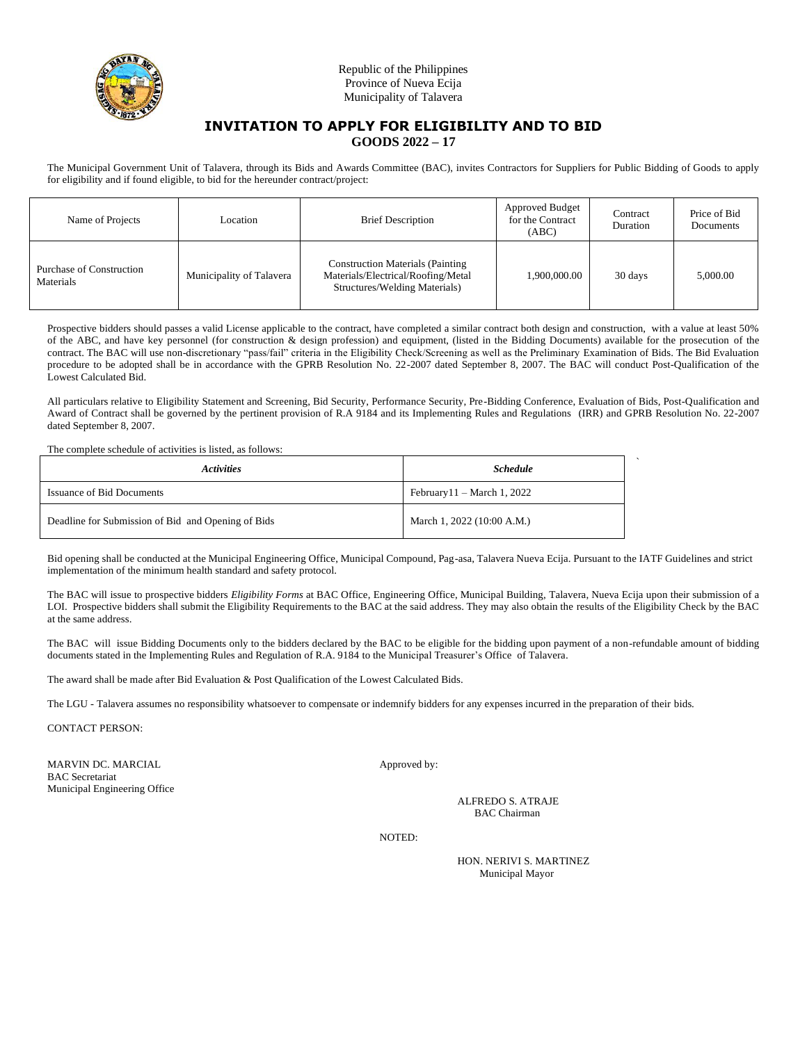Republic of the Philippines
Province of Nueva Ecija
Municipality of Talavera

# INVITATION TO APPLY FOR ELIGIBILITY AND TO BID

## GOODS 2022 – 17

The Municipal Government Unit of Talavera, through its Bids and Awards Committee (BAC), invites Contractors for Suppliers for Public Bidding of Goods to apply for eligibility and if found eligible, to bid for the hereunder contract/project:

| Name of Projects | Location | Brief Description | Approved Budget for the Contract (ABC) | Contract Duration | Price of Bid Documents |
|---|---|---|---|---|---|
| Purchase of Construction Materials | Municipality of Talavera | Construction Materials (Painting Materials/Electrical/Roofing/Metal Structures/Welding Materials) | 1,900,000.00 | 30 days | 5,000.00 |

Prospective bidders should passes a valid License applicable to the contract, have completed a similar contract both design and construction, with a value at least 50% of the ABC, and have key personnel (for construction & design profession) and equipment, (listed in the Bidding Documents) available for the prosecution of the contract. The BAC will use non-discretionary "pass/fail" criteria in the Eligibility Check/Screening as well as the Preliminary Examination of Bids. The Bid Evaluation procedure to be adopted shall be in accordance with the GPRB Resolution No. 22-2007 dated September 8, 2007. The BAC will conduct Post-Qualification of the Lowest Calculated Bid.

All particulars relative to Eligibility Statement and Screening, Bid Security, Performance Security, Pre-Bidding Conference, Evaluation of Bids, Post-Qualification and Award of Contract shall be governed by the pertinent provision of R.A 9184 and its Implementing Rules and Regulations (IRR) and GPRB Resolution No. 22-2007 dated September 8, 2007.

The complete schedule of activities is listed, as follows:

| *Activities* | *Schedule* |
|---|---|
| Issuance of Bid Documents | February11 – March 1, 2022 |
| Deadline for Submission of Bid and Opening of Bids | March 1, 2022 (10:00 A.M.) |

Bid opening shall be conducted at the Municipal Engineering Office, Municipal Compound, Pag-asa, Talavera Nueva Ecija. Pursuant to the IATF Guidelines and strict implementation of the minimum health standard and safety protocol.

The BAC will issue to prospective bidders *Eligibility Forms* at BAC Office, Engineering Office, Municipal Building, Talavera, Nueva Ecija upon their submission of a LOI. Prospective bidders shall submit the Eligibility Requirements to the BAC at the said address. They may also obtain the results of the Eligibility Check by the BAC at the same address.

The BAC will issue Bidding Documents only to the bidders declared by the BAC to be eligible for the bidding upon payment of a non-refundable amount of bidding documents stated in the Implementing Rules and Regulation of R.A. 9184 to the Municipal Treasurer's Office of Talavera.

The award shall be made after Bid Evaluation & Post Qualification of the Lowest Calculated Bids.

The LGU - Talavera assumes no responsibility whatsoever to compensate or indemnify bidders for any expenses incurred in the preparation of their bids.

CONTACT PERSON:

MARVIN DC. MARCIAL
BAC Secretariat
Municipal Engineering Office

Approved by:

ALFREDO S. ATRAJE
BAC Chairman

NOTED:

HON. NERIVI S. MARTINEZ
Municipal Mayor